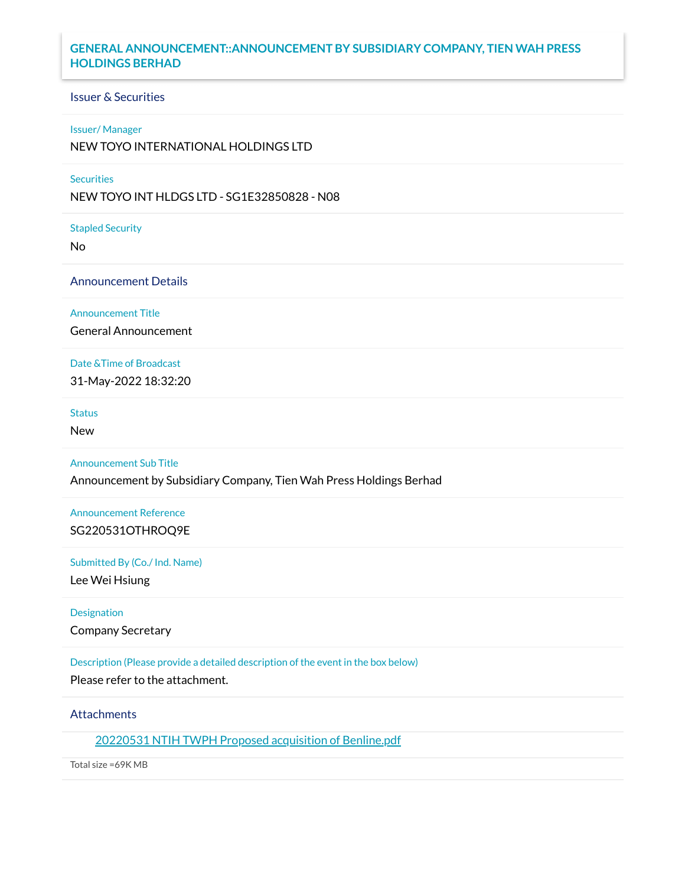# GENERAL ANNOUNCEMENT::ANNOUNCEMENT BY SUBSIDIARY COMPANY, TIEN WAH PRESS HOLDINGS BERHAD

## Issuer & Securities

**Issuer/ Manager**

NEW TOYO INTERNATIONAL HOLDINGS LTD

**Securities**

NEW TOYO INT HLDGS LTD - SG1E32850828 - N08

**Stapled Security**

No

## Announcement Details

**Announcement Title**

General Announcement

**Date &Time of Broadcast**

31-May-2022 18:32:20

**Status**

New

**Announcement Sub Title**

Announcement by Subsidiary Company, Tien Wah Press Holdings Berhad

**Announcement Reference**

SG220531OTHROQ9E

**Submitted By (Co./ Ind. Name)**

Lee Wei Hsiung

**Designation**

Company Secretary

**Description (Please provide a detailed description of the event in the box below)**

Please refer to the attachment.

## Attachments

20220531 NTIH TWPH Proposed acquisition of Benline.pdf

Total size =69K MB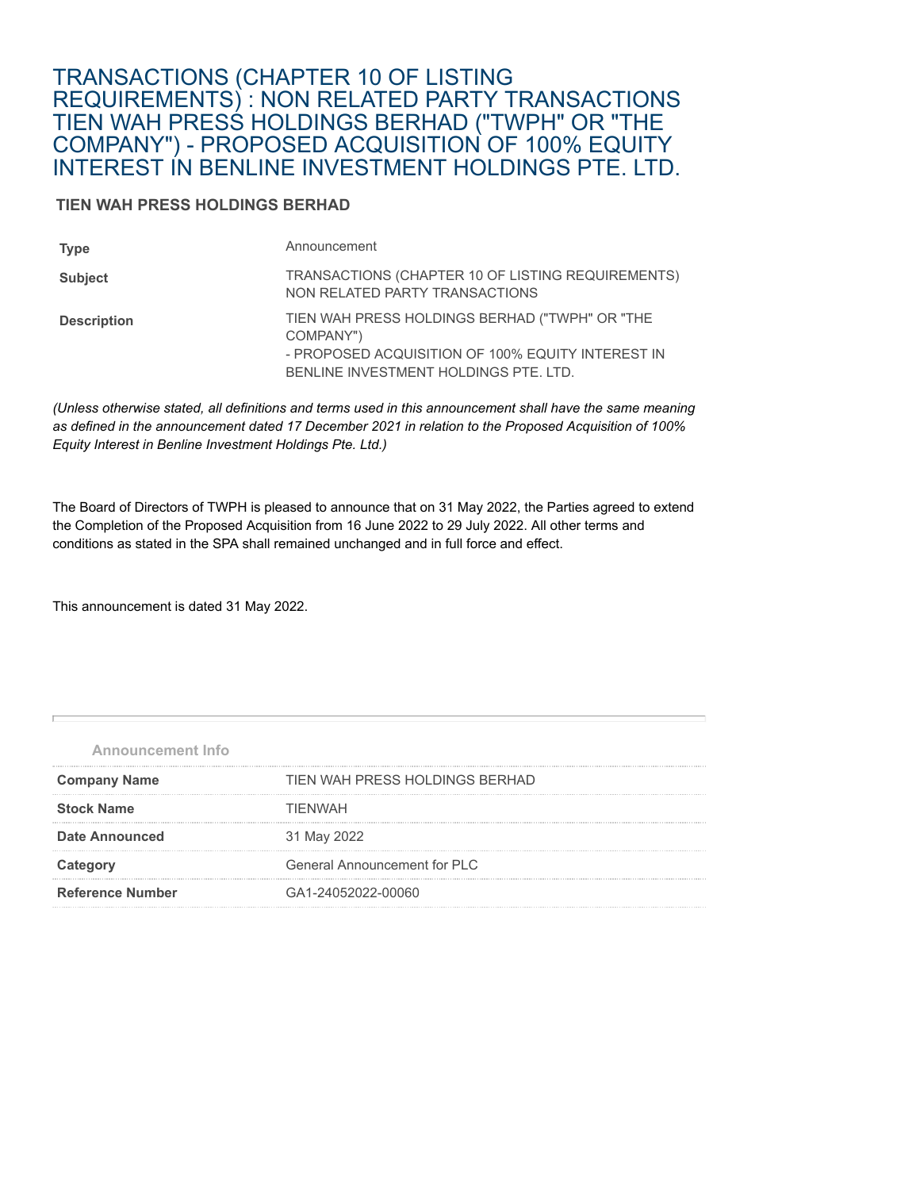# TRANSACTIONS (CHAPTER 10 OF LISTING REQUIREMENTS) : NON RELATED PARTY TRANSACTIONS TIEN WAH PRESS HOLDINGS BERHAD ("TWPH" OR "THE COMPANY") - PROPOSED ACQUISITION OF 100% EQUITY INTEREST IN BENLINE INVESTMENT HOLDINGS PTE. LTD.

## TIEN WAH PRESS HOLDINGS BERHAD

| | |
|---|---|
| **Type** | Announcement |
| **Subject** | TRANSACTIONS (CHAPTER 10 OF LISTING REQUIREMENTS) NON RELATED PARTY TRANSACTIONS |
| **Description** | TIEN WAH PRESS HOLDINGS BERHAD ("TWPH" OR "THE COMPANY") - PROPOSED ACQUISITION OF 100% EQUITY INTEREST IN BENLINE INVESTMENT HOLDINGS PTE. LTD. |

*(Unless otherwise stated, all definitions and terms used in this announcement shall have the same meaning as defined in the announcement dated 17 December 2021 in relation to the Proposed Acquisition of 100% Equity Interest in Benline Investment Holdings Pte. Ltd.)*

The Board of Directors of TWPH is pleased to announce that on 31 May 2022, the Parties agreed to extend the Completion of the Proposed Acquisition from 16 June 2022 to 29 July 2022. All other terms and conditions as stated in the SPA shall remained unchanged and in full force and effect.

This announcement is dated 31 May 2022.

### Announcement Info

| | |
|---|---|
| **Company Name** | TIEN WAH PRESS HOLDINGS BERHAD |
| **Stock Name** | TIENWAH |
| **Date Announced** | 31 May 2022 |
| **Category** | General Announcement for PLC |
| **Reference Number** | GA1-24052022-00060 |